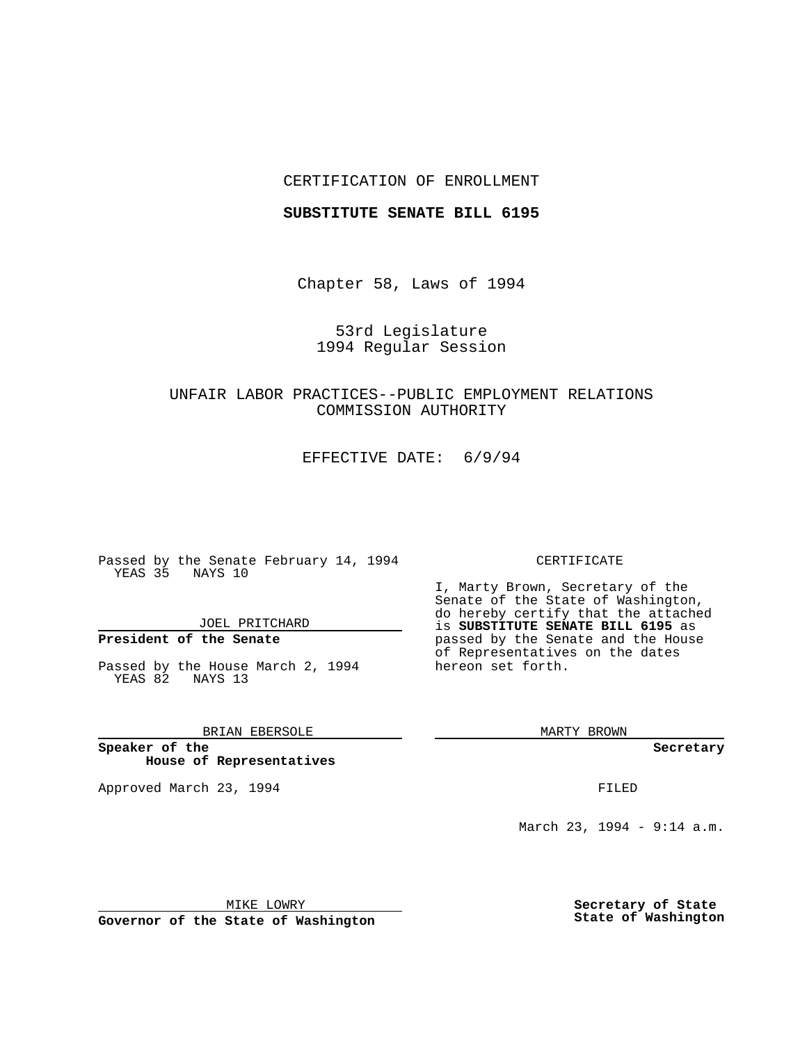CERTIFICATION OF ENROLLMENT

**SUBSTITUTE SENATE BILL 6195**

Chapter 58, Laws of 1994

53rd Legislature
1994 Regular Session

UNFAIR LABOR PRACTICES--PUBLIC EMPLOYMENT RELATIONS COMMISSION AUTHORITY

EFFECTIVE DATE: 6/9/94

Passed by the Senate February 14, 1994
YEAS 35 NAYS 10

JOEL PRITCHARD

**President of the Senate**

Passed by the House March 2, 1994
YEAS 82 NAYS 13

BRIAN EBERSOLE

**Speaker of the House of Representatives**

Approved March 23, 1994

MIKE LOWRY

**Governor of the State of Washington**

CERTIFICATE

I, Marty Brown, Secretary of the Senate of the State of Washington, do hereby certify that the attached is **SUBSTITUTE SENATE BILL 6195** as passed by the Senate and the House of Representatives on the dates hereon set forth.

MARTY BROWN

**Secretary**

FILED

March 23, 1994 - 9:14 a.m.

**Secretary of State**
**State of Washington**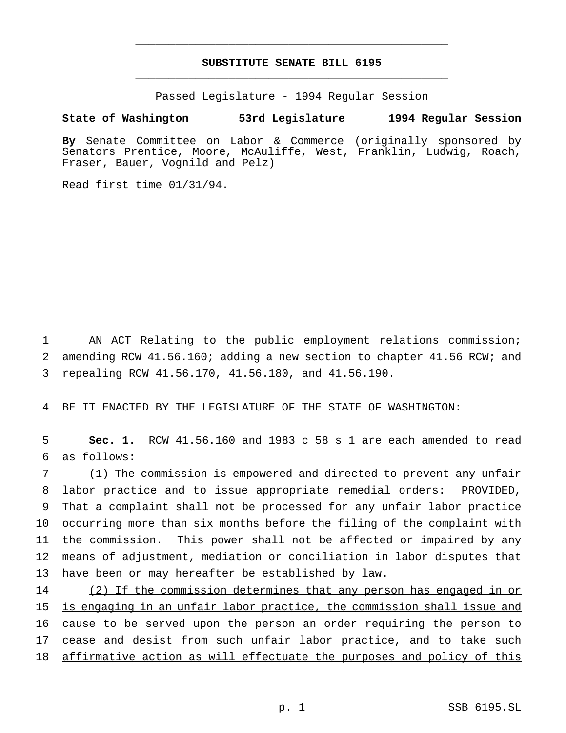# SUBSTITUTE SENATE BILL 6195

Passed Legislature - 1994 Regular Session

**State of Washington 53rd Legislature 1994 Regular Session**

**By** Senate Committee on Labor & Commerce (originally sponsored by Senators Prentice, Moore, McAuliffe, West, Franklin, Ludwig, Roach, Fraser, Bauer, Vognild and Pelz)

Read first time 01/31/94.

AN ACT Relating to the public employment relations commission; amending RCW 41.56.160; adding a new section to chapter 41.56 RCW; and repealing RCW 41.56.170, 41.56.180, and 41.56.190.

BE IT ENACTED BY THE LEGISLATURE OF THE STATE OF WASHINGTON:

**Sec. 1.** RCW 41.56.160 and 1983 c 58 s 1 are each amended to read as follows:

(1) The commission is empowered and directed to prevent any unfair labor practice and to issue appropriate remedial orders: PROVIDED, That a complaint shall not be processed for any unfair labor practice occurring more than six months before the filing of the complaint with the commission. This power shall not be affected or impaired by any means of adjustment, mediation or conciliation in labor disputes that have been or may hereafter be established by law.

(2) If the commission determines that any person has engaged in or is engaging in an unfair labor practice, the commission shall issue and cause to be served upon the person an order requiring the person to cease and desist from such unfair labor practice, and to take such affirmative action as will effectuate the purposes and policy of this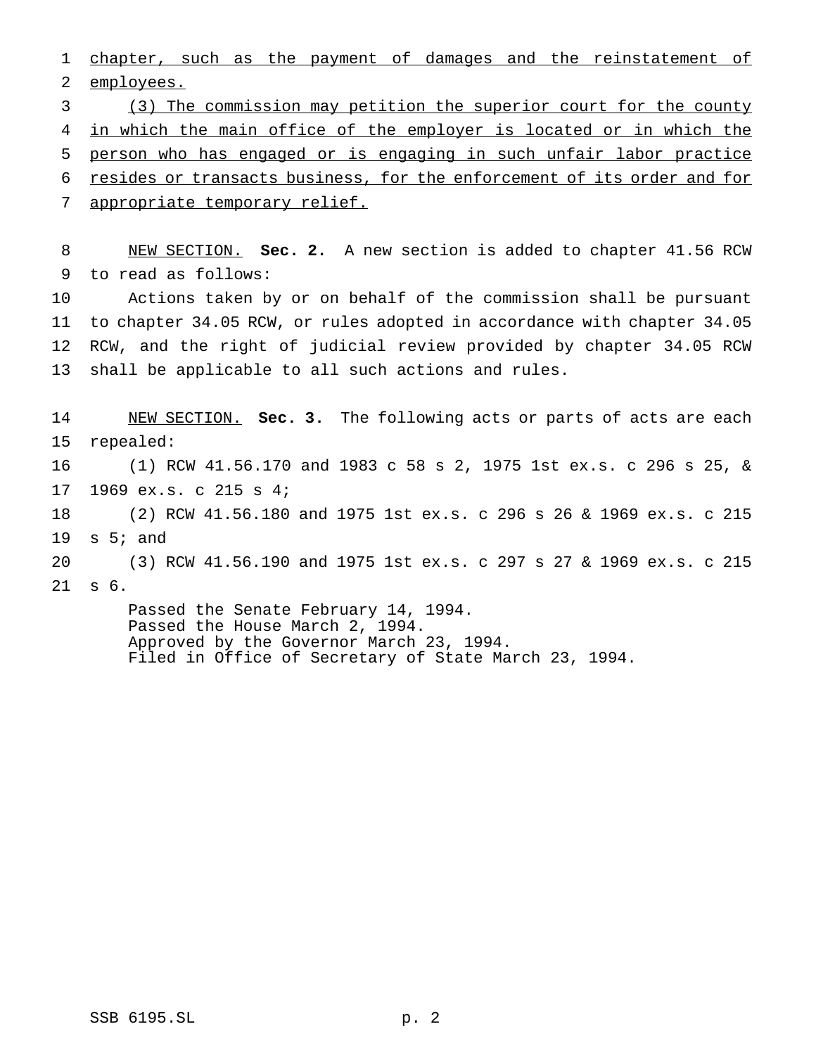chapter, such as the payment of damages and the reinstatement of employees.

(3) The commission may petition the superior court for the county in which the main office of the employer is located or in which the person who has engaged or is engaging in such unfair labor practice resides or transacts business, for the enforcement of its order and for appropriate temporary relief.

NEW SECTION. **Sec. 2.** A new section is added to chapter 41.56 RCW to read as follows:

Actions taken by or on behalf of the commission shall be pursuant to chapter 34.05 RCW, or rules adopted in accordance with chapter 34.05 RCW, and the right of judicial review provided by chapter 34.05 RCW shall be applicable to all such actions and rules.

NEW SECTION. **Sec. 3.** The following acts or parts of acts are each repealed:

(1) RCW 41.56.170 and 1983 c 58 s 2, 1975 1st ex.s. c 296 s 25, & 1969 ex.s. c 215 s 4;

(2) RCW 41.56.180 and 1975 1st ex.s. c 296 s 26 & 1969 ex.s. c 215 s 5; and

(3) RCW 41.56.190 and 1975 1st ex.s. c 297 s 27 & 1969 ex.s. c 215 s 6.

Passed the Senate February 14, 1994.
Passed the House March 2, 1994.
Approved by the Governor March 23, 1994.
Filed in Office of Secretary of State March 23, 1994.